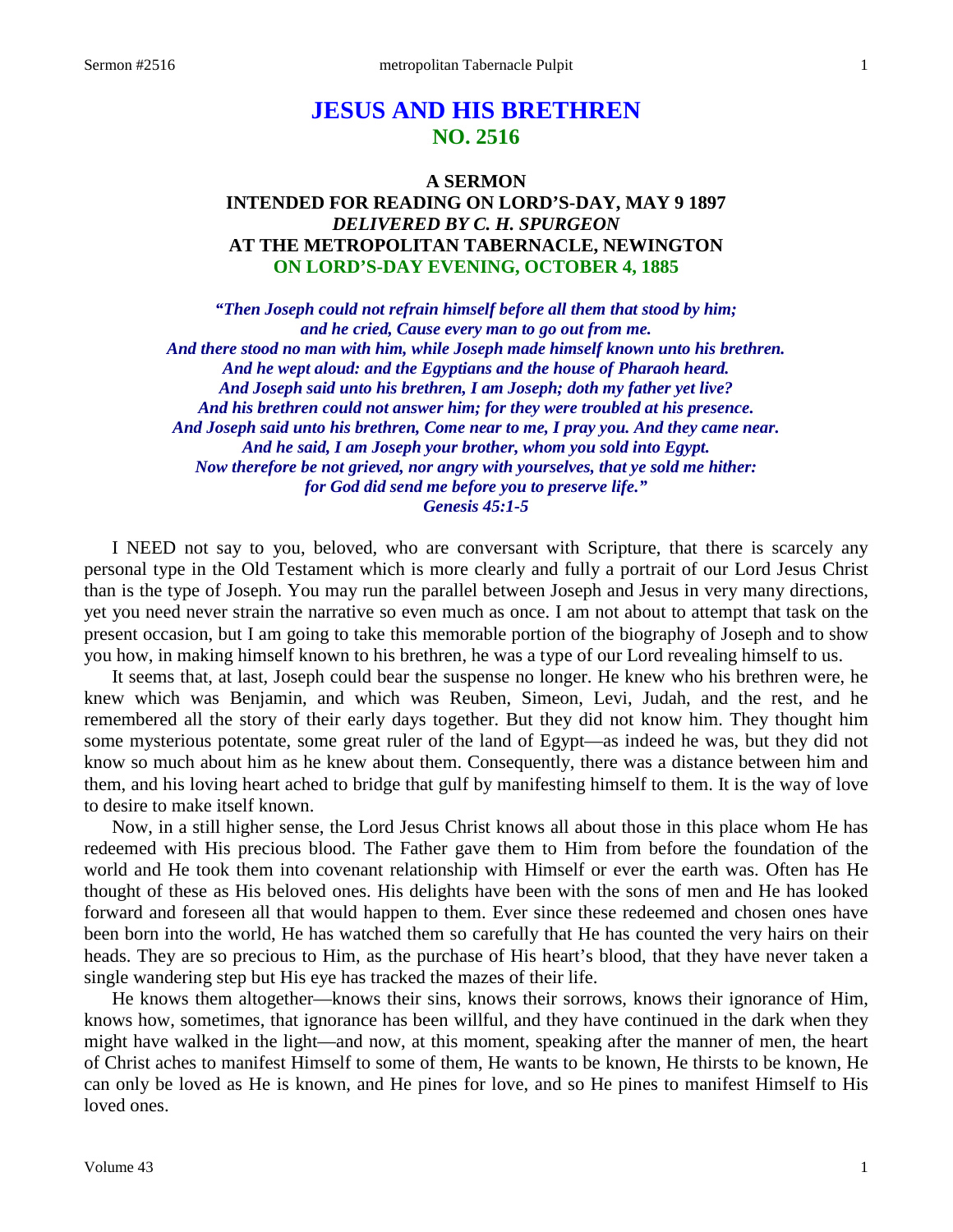# JESUS AND HIS BRETHREN
## NO. 2516

### A SERMON
### INTENDED FOR READING ON LORD'S-DAY, MAY 9 1897
### *DELIVERED BY C. H. SPURGEON*
### AT THE METROPOLITAN TABERNACLE, NEWINGTON
### ON LORD'S-DAY EVENING, OCTOBER 4, 1885

*"Then Joseph could not refrain himself before all them that stood by him; and he cried, Cause every man to go out from me. And there stood no man with him, while Joseph made himself known unto his brethren. And he wept aloud: and the Egyptians and the house of Pharaoh heard. And Joseph said unto his brethren, I am Joseph; doth my father yet live? And his brethren could not answer him; for they were troubled at his presence. And Joseph said unto his brethren, Come near to me, I pray you. And they came near. And he said, I am Joseph your brother, whom you sold into Egypt. Now therefore be not grieved, nor angry with yourselves, that ye sold me hither: for God did send me before you to preserve life." Genesis 45:1-5*

I NEED not say to you, beloved, who are conversant with Scripture, that there is scarcely any personal type in the Old Testament which is more clearly and fully a portrait of our Lord Jesus Christ than is the type of Joseph. You may run the parallel between Joseph and Jesus in very many directions, yet you need never strain the narrative so even much as once. I am not about to attempt that task on the present occasion, but I am going to take this memorable portion of the biography of Joseph and to show you how, in making himself known to his brethren, he was a type of our Lord revealing himself to us.

It seems that, at last, Joseph could bear the suspense no longer. He knew who his brethren were, he knew which was Benjamin, and which was Reuben, Simeon, Levi, Judah, and the rest, and he remembered all the story of their early days together. But they did not know him. They thought him some mysterious potentate, some great ruler of the land of Egypt—as indeed he was, but they did not know so much about him as he knew about them. Consequently, there was a distance between him and them, and his loving heart ached to bridge that gulf by manifesting himself to them. It is the way of love to desire to make itself known.

Now, in a still higher sense, the Lord Jesus Christ knows all about those in this place whom He has redeemed with His precious blood. The Father gave them to Him from before the foundation of the world and He took them into covenant relationship with Himself or ever the earth was. Often has He thought of these as His beloved ones. His delights have been with the sons of men and He has looked forward and foreseen all that would happen to them. Ever since these redeemed and chosen ones have been born into the world, He has watched them so carefully that He has counted the very hairs on their heads. They are so precious to Him, as the purchase of His heart's blood, that they have never taken a single wandering step but His eye has tracked the mazes of their life.

He knows them altogether—knows their sins, knows their sorrows, knows their ignorance of Him, knows how, sometimes, that ignorance has been willful, and they have continued in the dark when they might have walked in the light—and now, at this moment, speaking after the manner of men, the heart of Christ aches to manifest Himself to some of them, He wants to be known, He thirsts to be known, He can only be loved as He is known, and He pines for love, and so He pines to manifest Himself to His loved ones.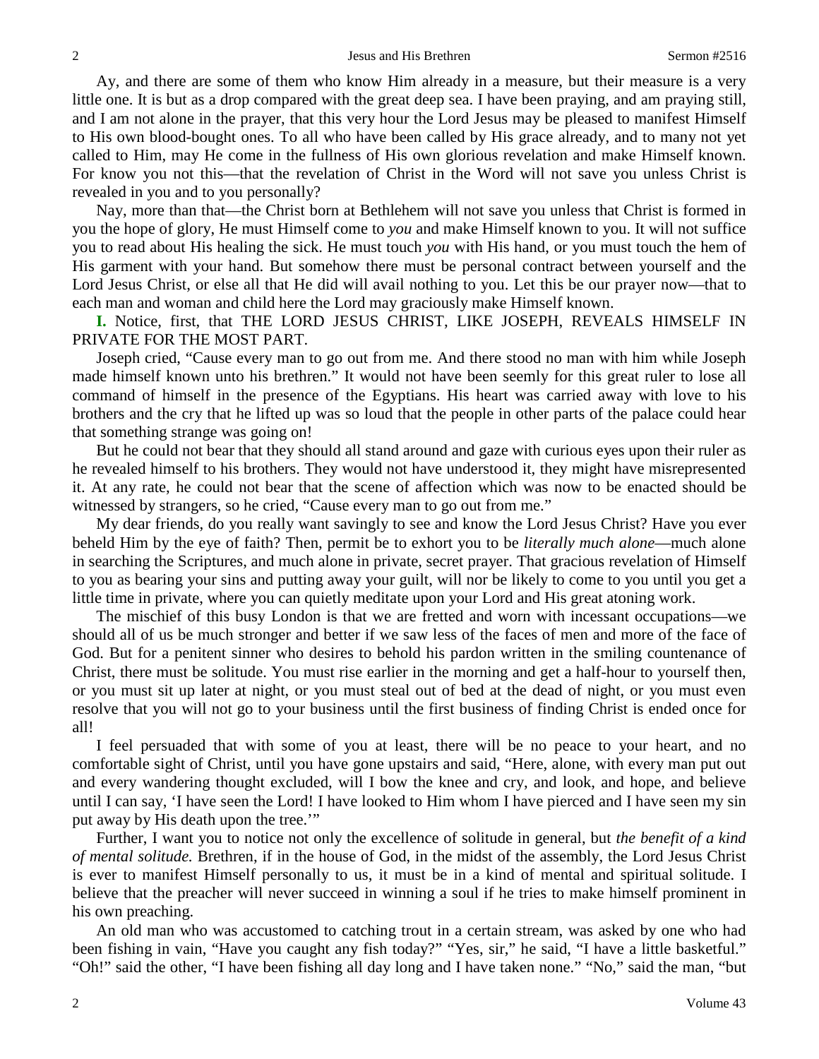Ay, and there are some of them who know Him already in a measure, but their measure is a very little one. It is but as a drop compared with the great deep sea. I have been praying, and am praying still, and I am not alone in the prayer, that this very hour the Lord Jesus may be pleased to manifest Himself to His own blood-bought ones. To all who have been called by His grace already, and to many not yet called to Him, may He come in the fullness of His own glorious revelation and make Himself known. For know you not this—that the revelation of Christ in the Word will not save you unless Christ is revealed in you and to you personally?

Nay, more than that—the Christ born at Bethlehem will not save you unless that Christ is formed in you the hope of glory, He must Himself come to *you* and make Himself known to you. It will not suffice you to read about His healing the sick. He must touch *you* with His hand, or you must touch the hem of His garment with your hand. But somehow there must be personal contract between yourself and the Lord Jesus Christ, or else all that He did will avail nothing to you. Let this be our prayer now—that to each man and woman and child here the Lord may graciously make Himself known.

**I.** Notice, first, that THE LORD JESUS CHRIST, LIKE JOSEPH, REVEALS HIMSELF IN PRIVATE FOR THE MOST PART.

Joseph cried, "Cause every man to go out from me. And there stood no man with him while Joseph made himself known unto his brethren." It would not have been seemly for this great ruler to lose all command of himself in the presence of the Egyptians. His heart was carried away with love to his brothers and the cry that he lifted up was so loud that the people in other parts of the palace could hear that something strange was going on!

But he could not bear that they should all stand around and gaze with curious eyes upon their ruler as he revealed himself to his brothers. They would not have understood it, they might have misrepresented it. At any rate, he could not bear that the scene of affection which was now to be enacted should be witnessed by strangers, so he cried, "Cause every man to go out from me."

My dear friends, do you really want savingly to see and know the Lord Jesus Christ? Have you ever beheld Him by the eye of faith? Then, permit be to exhort you to be *literally much alone*—much alone in searching the Scriptures, and much alone in private, secret prayer. That gracious revelation of Himself to you as bearing your sins and putting away your guilt, will nor be likely to come to you until you get a little time in private, where you can quietly meditate upon your Lord and His great atoning work.

The mischief of this busy London is that we are fretted and worn with incessant occupations—we should all of us be much stronger and better if we saw less of the faces of men and more of the face of God. But for a penitent sinner who desires to behold his pardon written in the smiling countenance of Christ, there must be solitude. You must rise earlier in the morning and get a half-hour to yourself then, or you must sit up later at night, or you must steal out of bed at the dead of night, or you must even resolve that you will not go to your business until the first business of finding Christ is ended once for all!

I feel persuaded that with some of you at least, there will be no peace to your heart, and no comfortable sight of Christ, until you have gone upstairs and said, "Here, alone, with every man put out and every wandering thought excluded, will I bow the knee and cry, and look, and hope, and believe until I can say, 'I have seen the Lord! I have looked to Him whom I have pierced and I have seen my sin put away by His death upon the tree.'"

Further, I want you to notice not only the excellence of solitude in general, but *the benefit of a kind of mental solitude.* Brethren, if in the house of God, in the midst of the assembly, the Lord Jesus Christ is ever to manifest Himself personally to us, it must be in a kind of mental and spiritual solitude. I believe that the preacher will never succeed in winning a soul if he tries to make himself prominent in his own preaching.

An old man who was accustomed to catching trout in a certain stream, was asked by one who had been fishing in vain, "Have you caught any fish today?" "Yes, sir," he said, "I have a little basketful." "Oh!" said the other, "I have been fishing all day long and I have taken none." "No," said the man, "but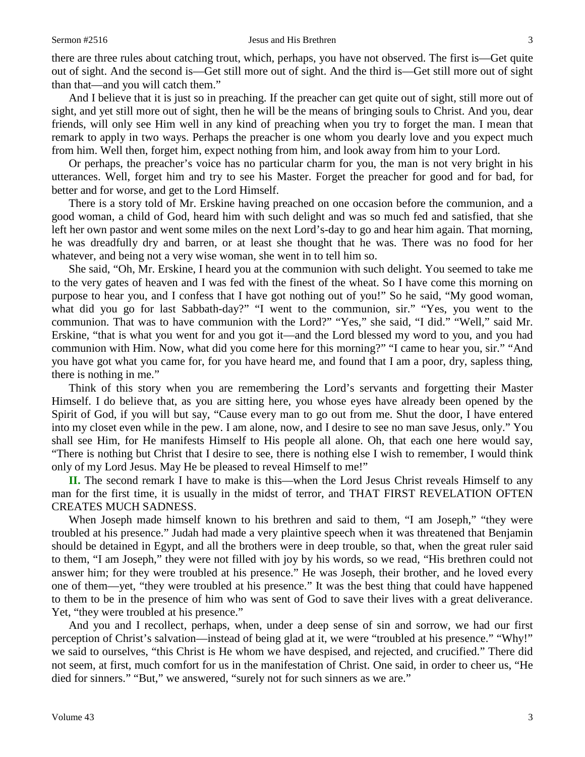there are three rules about catching trout, which, perhaps, you have not observed. The first is—Get quite out of sight. And the second is—Get still more out of sight. And the third is—Get still more out of sight than that—and you will catch them."

And I believe that it is just so in preaching. If the preacher can get quite out of sight, still more out of sight, and yet still more out of sight, then he will be the means of bringing souls to Christ. And you, dear friends, will only see Him well in any kind of preaching when you try to forget the man. I mean that remark to apply in two ways. Perhaps the preacher is one whom you dearly love and you expect much from him. Well then, forget him, expect nothing from him, and look away from him to your Lord.

Or perhaps, the preacher's voice has no particular charm for you, the man is not very bright in his utterances. Well, forget him and try to see his Master. Forget the preacher for good and for bad, for better and for worse, and get to the Lord Himself.

There is a story told of Mr. Erskine having preached on one occasion before the communion, and a good woman, a child of God, heard him with such delight and was so much fed and satisfied, that she left her own pastor and went some miles on the next Lord's-day to go and hear him again. That morning, he was dreadfully dry and barren, or at least she thought that he was. There was no food for her whatever, and being not a very wise woman, she went in to tell him so.

She said, "Oh, Mr. Erskine, I heard you at the communion with such delight. You seemed to take me to the very gates of heaven and I was fed with the finest of the wheat. So I have come this morning on purpose to hear you, and I confess that I have got nothing out of you!" So he said, "My good woman, what did you go for last Sabbath-day?" "I went to the communion, sir." "Yes, you went to the communion. That was to have communion with the Lord?" "Yes," she said, "I did." "Well," said Mr. Erskine, "that is what you went for and you got it—and the Lord blessed my word to you, and you had communion with Him. Now, what did you come here for this morning?" "I came to hear you, sir." "And you have got what you came for, for you have heard me, and found that I am a poor, dry, sapless thing, there is nothing in me."

Think of this story when you are remembering the Lord's servants and forgetting their Master Himself. I do believe that, as you are sitting here, you whose eyes have already been opened by the Spirit of God, if you will but say, "Cause every man to go out from me. Shut the door, I have entered into my closet even while in the pew. I am alone, now, and I desire to see no man save Jesus, only." You shall see Him, for He manifests Himself to His people all alone. Oh, that each one here would say, "There is nothing but Christ that I desire to see, there is nothing else I wish to remember, I would think only of my Lord Jesus. May He be pleased to reveal Himself to me!"

**II.** The second remark I have to make is this—when the Lord Jesus Christ reveals Himself to any man for the first time, it is usually in the midst of terror, and THAT FIRST REVELATION OFTEN CREATES MUCH SADNESS.

When Joseph made himself known to his brethren and said to them, "I am Joseph," "they were troubled at his presence." Judah had made a very plaintive speech when it was threatened that Benjamin should be detained in Egypt, and all the brothers were in deep trouble, so that, when the great ruler said to them, "I am Joseph," they were not filled with joy by his words, so we read, "His brethren could not answer him; for they were troubled at his presence." He was Joseph, their brother, and he loved every one of them—yet, "they were troubled at his presence." It was the best thing that could have happened to them to be in the presence of him who was sent of God to save their lives with a great deliverance. Yet, "they were troubled at his presence."

And you and I recollect, perhaps, when, under a deep sense of sin and sorrow, we had our first perception of Christ's salvation—instead of being glad at it, we were "troubled at his presence." "Why!" we said to ourselves, "this Christ is He whom we have despised, and rejected, and crucified." There did not seem, at first, much comfort for us in the manifestation of Christ. One said, in order to cheer us, "He died for sinners." "But," we answered, "surely not for such sinners as we are."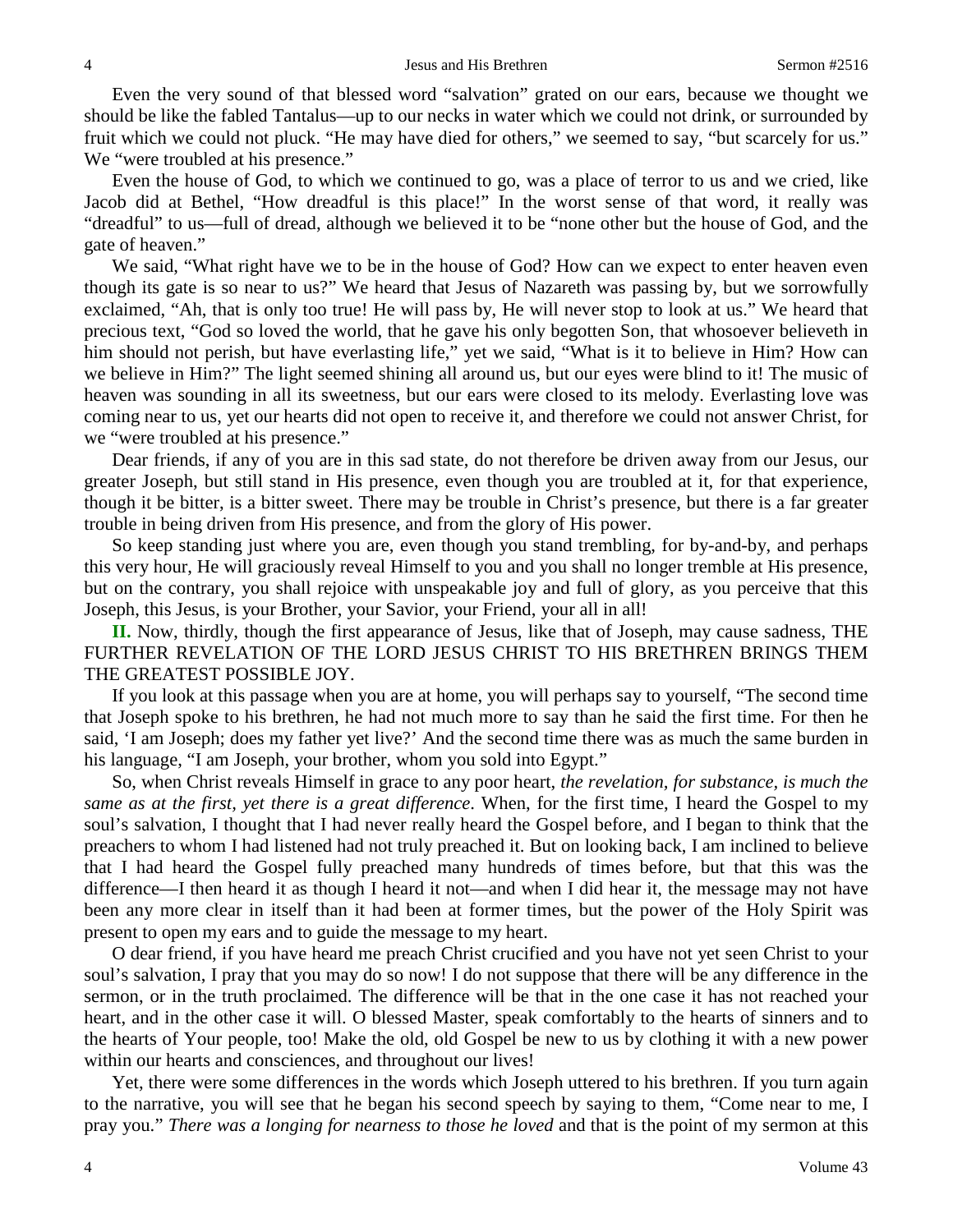Even the very sound of that blessed word "salvation" grated on our ears, because we thought we should be like the fabled Tantalus—up to our necks in water which we could not drink, or surrounded by fruit which we could not pluck. "He may have died for others," we seemed to say, "but scarcely for us." We "were troubled at his presence."

Even the house of God, to which we continued to go, was a place of terror to us and we cried, like Jacob did at Bethel, "How dreadful is this place!" In the worst sense of that word, it really was "dreadful" to us—full of dread, although we believed it to be "none other but the house of God, and the gate of heaven."

We said, "What right have we to be in the house of God? How can we expect to enter heaven even though its gate is so near to us?" We heard that Jesus of Nazareth was passing by, but we sorrowfully exclaimed, "Ah, that is only too true! He will pass by, He will never stop to look at us." We heard that precious text, "God so loved the world, that he gave his only begotten Son, that whosoever believeth in him should not perish, but have everlasting life," yet we said, "What is it to believe in Him? How can we believe in Him?" The light seemed shining all around us, but our eyes were blind to it! The music of heaven was sounding in all its sweetness, but our ears were closed to its melody. Everlasting love was coming near to us, yet our hearts did not open to receive it, and therefore we could not answer Christ, for we "were troubled at his presence."

Dear friends, if any of you are in this sad state, do not therefore be driven away from our Jesus, our greater Joseph, but still stand in His presence, even though you are troubled at it, for that experience, though it be bitter, is a bitter sweet. There may be trouble in Christ's presence, but there is a far greater trouble in being driven from His presence, and from the glory of His power.

So keep standing just where you are, even though you stand trembling, for by-and-by, and perhaps this very hour, He will graciously reveal Himself to you and you shall no longer tremble at His presence, but on the contrary, you shall rejoice with unspeakable joy and full of glory, as you perceive that this Joseph, this Jesus, is your Brother, your Savior, your Friend, your all in all!

**II.** Now, thirdly, though the first appearance of Jesus, like that of Joseph, may cause sadness, THE FURTHER REVELATION OF THE LORD JESUS CHRIST TO HIS BRETHREN BRINGS THEM THE GREATEST POSSIBLE JOY.

If you look at this passage when you are at home, you will perhaps say to yourself, "The second time that Joseph spoke to his brethren, he had not much more to say than he said the first time. For then he said, 'I am Joseph; does my father yet live?' And the second time there was as much the same burden in his language, "I am Joseph, your brother, whom you sold into Egypt."

So, when Christ reveals Himself in grace to any poor heart, *the revelation, for substance, is much the same as at the first, yet there is a great difference*. When, for the first time, I heard the Gospel to my soul's salvation, I thought that I had never really heard the Gospel before, and I began to think that the preachers to whom I had listened had not truly preached it. But on looking back, I am inclined to believe that I had heard the Gospel fully preached many hundreds of times before, but that this was the difference—I then heard it as though I heard it not—and when I did hear it, the message may not have been any more clear in itself than it had been at former times, but the power of the Holy Spirit was present to open my ears and to guide the message to my heart.

O dear friend, if you have heard me preach Christ crucified and you have not yet seen Christ to your soul's salvation, I pray that you may do so now! I do not suppose that there will be any difference in the sermon, or in the truth proclaimed. The difference will be that in the one case it has not reached your heart, and in the other case it will. O blessed Master, speak comfortably to the hearts of sinners and to the hearts of Your people, too! Make the old, old Gospel be new to us by clothing it with a new power within our hearts and consciences, and throughout our lives!

Yet, there were some differences in the words which Joseph uttered to his brethren. If you turn again to the narrative, you will see that he began his second speech by saying to them, "Come near to me, I pray you." *There was a longing for nearness to those he loved* and that is the point of my sermon at this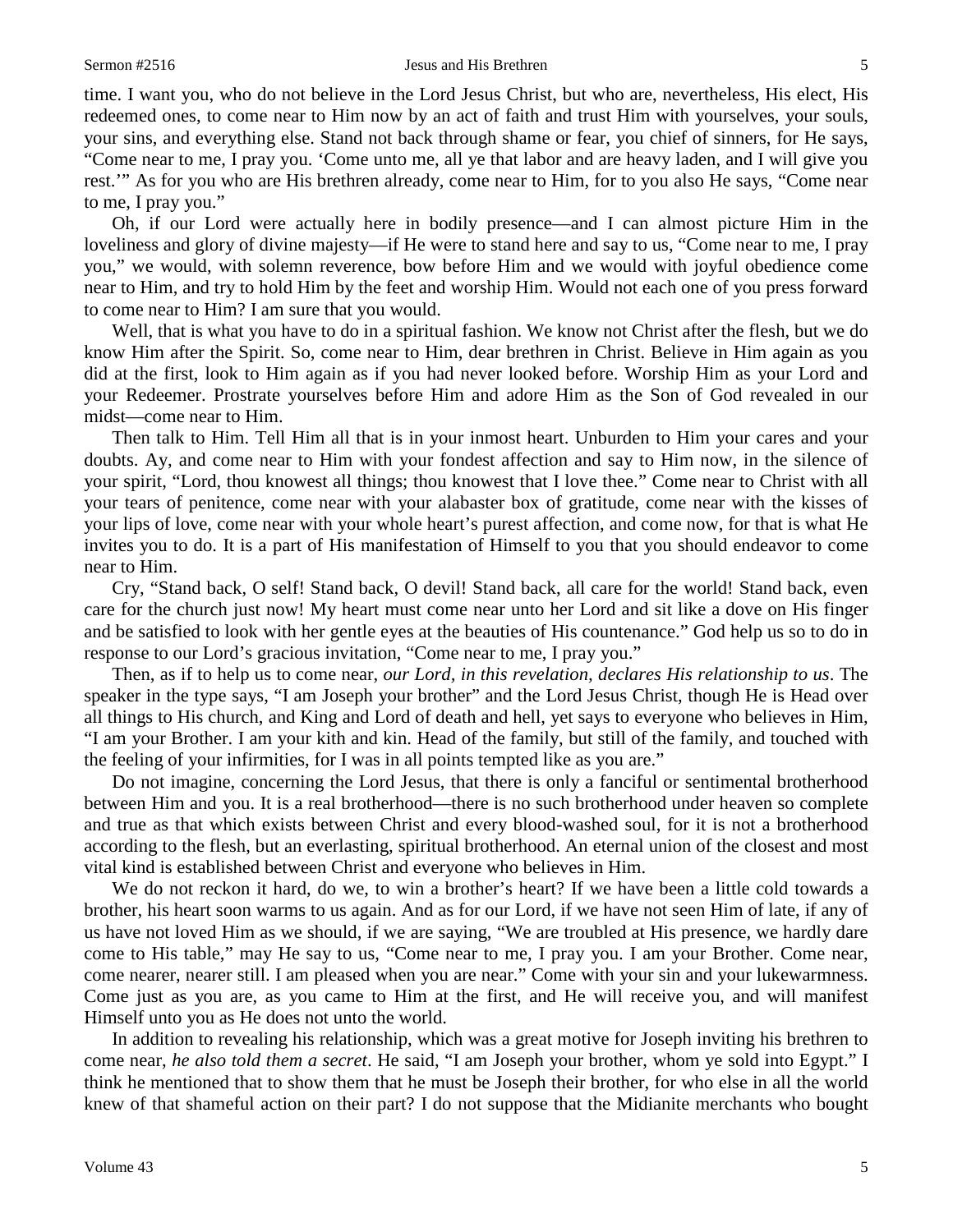time. I want you, who do not believe in the Lord Jesus Christ, but who are, nevertheless, His elect, His redeemed ones, to come near to Him now by an act of faith and trust Him with yourselves, your souls, your sins, and everything else. Stand not back through shame or fear, you chief of sinners, for He says, "Come near to me, I pray you. 'Come unto me, all ye that labor and are heavy laden, and I will give you rest.'" As for you who are His brethren already, come near to Him, for to you also He says, "Come near to me, I pray you."

Oh, if our Lord were actually here in bodily presence—and I can almost picture Him in the loveliness and glory of divine majesty—if He were to stand here and say to us, "Come near to me, I pray you," we would, with solemn reverence, bow before Him and we would with joyful obedience come near to Him, and try to hold Him by the feet and worship Him. Would not each one of you press forward to come near to Him? I am sure that you would.

Well, that is what you have to do in a spiritual fashion. We know not Christ after the flesh, but we do know Him after the Spirit. So, come near to Him, dear brethren in Christ. Believe in Him again as you did at the first, look to Him again as if you had never looked before. Worship Him as your Lord and your Redeemer. Prostrate yourselves before Him and adore Him as the Son of God revealed in our midst—come near to Him.

Then talk to Him. Tell Him all that is in your inmost heart. Unburden to Him your cares and your doubts. Ay, and come near to Him with your fondest affection and say to Him now, in the silence of your spirit, "Lord, thou knowest all things; thou knowest that I love thee." Come near to Christ with all your tears of penitence, come near with your alabaster box of gratitude, come near with the kisses of your lips of love, come near with your whole heart's purest affection, and come now, for that is what He invites you to do. It is a part of His manifestation of Himself to you that you should endeavor to come near to Him.

Cry, "Stand back, O self! Stand back, O devil! Stand back, all care for the world! Stand back, even care for the church just now! My heart must come near unto her Lord and sit like a dove on His finger and be satisfied to look with her gentle eyes at the beauties of His countenance." God help us so to do in response to our Lord's gracious invitation, "Come near to me, I pray you."

Then, as if to help us to come near, *our Lord, in this revelation, declares His relationship to us*. The speaker in the type says, "I am Joseph your brother" and the Lord Jesus Christ, though He is Head over all things to His church, and King and Lord of death and hell, yet says to everyone who believes in Him, "I am your Brother. I am your kith and kin. Head of the family, but still of the family, and touched with the feeling of your infirmities, for I was in all points tempted like as you are."

Do not imagine, concerning the Lord Jesus, that there is only a fanciful or sentimental brotherhood between Him and you. It is a real brotherhood—there is no such brotherhood under heaven so complete and true as that which exists between Christ and every blood-washed soul, for it is not a brotherhood according to the flesh, but an everlasting, spiritual brotherhood. An eternal union of the closest and most vital kind is established between Christ and everyone who believes in Him.

We do not reckon it hard, do we, to win a brother's heart? If we have been a little cold towards a brother, his heart soon warms to us again. And as for our Lord, if we have not seen Him of late, if any of us have not loved Him as we should, if we are saying, "We are troubled at His presence, we hardly dare come to His table," may He say to us, "Come near to me, I pray you. I am your Brother. Come near, come nearer, nearer still. I am pleased when you are near." Come with your sin and your lukewarmness. Come just as you are, as you came to Him at the first, and He will receive you, and will manifest Himself unto you as He does not unto the world.

In addition to revealing his relationship, which was a great motive for Joseph inviting his brethren to come near, *he also told them a secret*. He said, "I am Joseph your brother, whom ye sold into Egypt." I think he mentioned that to show them that he must be Joseph their brother, for who else in all the world knew of that shameful action on their part? I do not suppose that the Midianite merchants who bought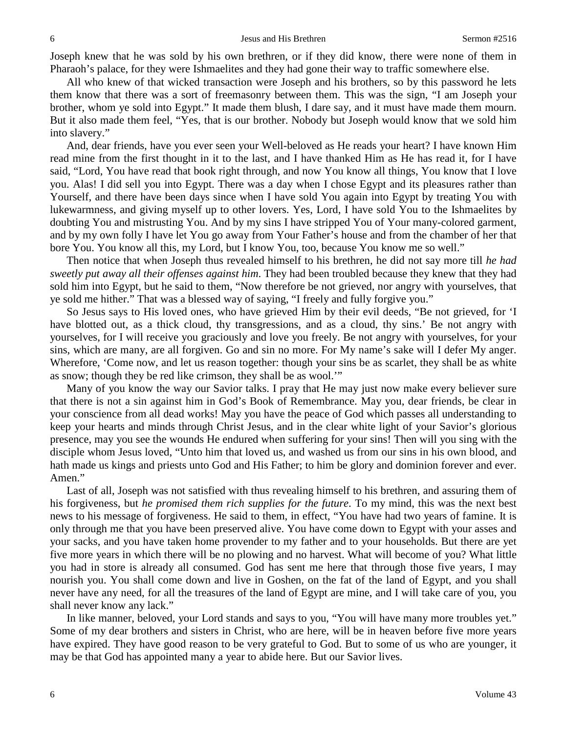Joseph knew that he was sold by his own brethren, or if they did know, there were none of them in Pharaoh's palace, for they were Ishmaelites and they had gone their way to traffic somewhere else.

All who knew of that wicked transaction were Joseph and his brothers, so by this password he lets them know that there was a sort of freemasonry between them. This was the sign, "I am Joseph your brother, whom ye sold into Egypt." It made them blush, I dare say, and it must have made them mourn. But it also made them feel, "Yes, that is our brother. Nobody but Joseph would know that we sold him into slavery."

And, dear friends, have you ever seen your Well-beloved as He reads your heart? I have known Him read mine from the first thought in it to the last, and I have thanked Him as He has read it, for I have said, "Lord, You have read that book right through, and now You know all things, You know that I love you. Alas! I did sell you into Egypt. There was a day when I chose Egypt and its pleasures rather than Yourself, and there have been days since when I have sold You again into Egypt by treating You with lukewarmness, and giving myself up to other lovers. Yes, Lord, I have sold You to the Ishmaelites by doubting You and mistrusting You. And by my sins I have stripped You of Your many-colored garment, and by my own folly I have let You go away from Your Father's house and from the chamber of her that bore You. You know all this, my Lord, but I know You, too, because You know me so well."

Then notice that when Joseph thus revealed himself to his brethren, he did not say more till *he had sweetly put away all their offenses against him*. They had been troubled because they knew that they had sold him into Egypt, but he said to them, "Now therefore be not grieved, nor angry with yourselves, that ye sold me hither." That was a blessed way of saying, "I freely and fully forgive you."

So Jesus says to His loved ones, who have grieved Him by their evil deeds, "Be not grieved, for 'I have blotted out, as a thick cloud, thy transgressions, and as a cloud, thy sins.' Be not angry with yourselves, for I will receive you graciously and love you freely. Be not angry with yourselves, for your sins, which are many, are all forgiven. Go and sin no more. For My name's sake will I defer My anger. Wherefore, 'Come now, and let us reason together: though your sins be as scarlet, they shall be as white as snow; though they be red like crimson, they shall be as wool.'"

Many of you know the way our Savior talks. I pray that He may just now make every believer sure that there is not a sin against him in God's Book of Remembrance. May you, dear friends, be clear in your conscience from all dead works! May you have the peace of God which passes all understanding to keep your hearts and minds through Christ Jesus, and in the clear white light of your Savior's glorious presence, may you see the wounds He endured when suffering for your sins! Then will you sing with the disciple whom Jesus loved, "Unto him that loved us, and washed us from our sins in his own blood, and hath made us kings and priests unto God and His Father; to him be glory and dominion forever and ever. Amen."

Last of all, Joseph was not satisfied with thus revealing himself to his brethren, and assuring them of his forgiveness, but *he promised them rich supplies for the future*. To my mind, this was the next best news to his message of forgiveness. He said to them, in effect, "You have had two years of famine. It is only through me that you have been preserved alive. You have come down to Egypt with your asses and your sacks, and you have taken home provender to my father and to your households. But there are yet five more years in which there will be no plowing and no harvest. What will become of you? What little you had in store is already all consumed. God has sent me here that through those five years, I may nourish you. You shall come down and live in Goshen, on the fat of the land of Egypt, and you shall never have any need, for all the treasures of the land of Egypt are mine, and I will take care of you, you shall never know any lack."

In like manner, beloved, your Lord stands and says to you, "You will have many more troubles yet." Some of my dear brothers and sisters in Christ, who are here, will be in heaven before five more years have expired. They have good reason to be very grateful to God. But to some of us who are younger, it may be that God has appointed many a year to abide here. But our Savior lives.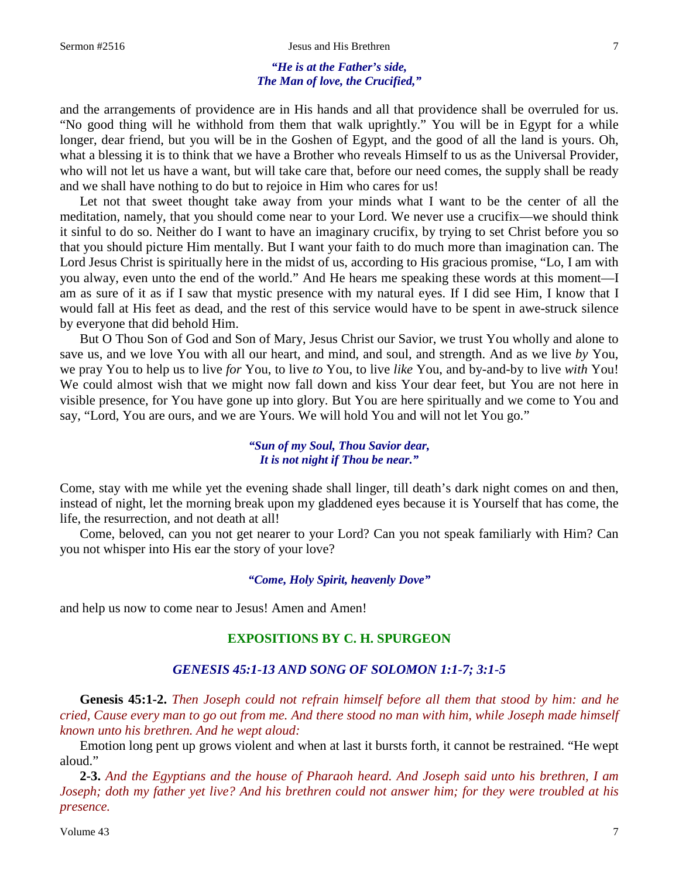*"He is at the Father's side,*
*The Man of love, the Crucified,"*

and the arrangements of providence are in His hands and all that providence shall be overruled for us. "No good thing will he withhold from them that walk uprightly." You will be in Egypt for a while longer, dear friend, but you will be in the Goshen of Egypt, and the good of all the land is yours. Oh, what a blessing it is to think that we have a Brother who reveals Himself to us as the Universal Provider, who will not let us have a want, but will take care that, before our need comes, the supply shall be ready and we shall have nothing to do but to rejoice in Him who cares for us!

Let not that sweet thought take away from your minds what I want to be the center of all the meditation, namely, that you should come near to your Lord. We never use a crucifix—we should think it sinful to do so. Neither do I want to have an imaginary crucifix, by trying to set Christ before you so that you should picture Him mentally. But I want your faith to do much more than imagination can. The Lord Jesus Christ is spiritually here in the midst of us, according to His gracious promise, "Lo, I am with you alway, even unto the end of the world." And He hears me speaking these words at this moment—I am as sure of it as if I saw that mystic presence with my natural eyes. If I did see Him, I know that I would fall at His feet as dead, and the rest of this service would have to be spent in awe-struck silence by everyone that did behold Him.

But O Thou Son of God and Son of Mary, Jesus Christ our Savior, we trust You wholly and alone to save us, and we love You with all our heart, and mind, and soul, and strength. And as we live *by* You, we pray You to help us to live *for* You, to live *to* You, to live *like* You, and by-and-by to live *with* You! We could almost wish that we might now fall down and kiss Your dear feet, but You are not here in visible presence, for You have gone up into glory. But You are here spiritually and we come to You and say, "Lord, You are ours, and we are Yours. We will hold You and will not let You go."

*"Sun of my Soul, Thou Savior dear,*
*It is not night if Thou be near."*

Come, stay with me while yet the evening shade shall linger, till death's dark night comes on and then, instead of night, let the morning break upon my gladdened eyes because it is Yourself that has come, the life, the resurrection, and not death at all!

Come, beloved, can you not get nearer to your Lord? Can you not speak familiarly with Him? Can you not whisper into His ear the story of your love?

*"Come, Holy Spirit, heavenly Dove"*

and help us now to come near to Jesus! Amen and Amen!

## EXPOSITIONS BY C. H. SPURGEON

### *GENESIS 45:1-13 AND SONG OF SOLOMON 1:1-7; 3:1-5*

**Genesis 45:1-2.** *Then Joseph could not refrain himself before all them that stood by him: and he cried, Cause every man to go out from me. And there stood no man with him, while Joseph made himself known unto his brethren. And he wept aloud:*

Emotion long pent up grows violent and when at last it bursts forth, it cannot be restrained. "He wept aloud."

**2-3.** *And the Egyptians and the house of Pharaoh heard. And Joseph said unto his brethren, I am Joseph; doth my father yet live? And his brethren could not answer him; for they were troubled at his presence.*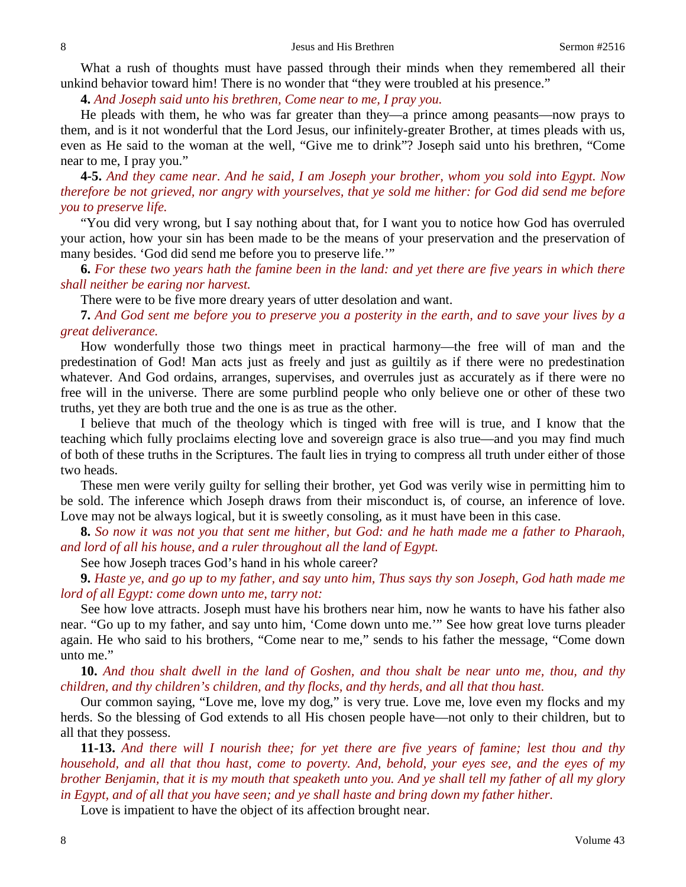What a rush of thoughts must have passed through their minds when they remembered all their unkind behavior toward him! There is no wonder that "they were troubled at his presence."

**4.** *And Joseph said unto his brethren, Come near to me, I pray you.*

He pleads with them, he who was far greater than they—a prince among peasants—now prays to them, and is it not wonderful that the Lord Jesus, our infinitely-greater Brother, at times pleads with us, even as He said to the woman at the well, "Give me to drink"? Joseph said unto his brethren, "Come near to me, I pray you."

**4-5.** *And they came near. And he said, I am Joseph your brother, whom you sold into Egypt. Now therefore be not grieved, nor angry with yourselves, that ye sold me hither: for God did send me before you to preserve life.*

"You did very wrong, but I say nothing about that, for I want you to notice how God has overruled your action, how your sin has been made to be the means of your preservation and the preservation of many besides. 'God did send me before you to preserve life.'"

**6.** *For these two years hath the famine been in the land: and yet there are five years in which there shall neither be earing nor harvest.*

There were to be five more dreary years of utter desolation and want.

**7.** *And God sent me before you to preserve you a posterity in the earth, and to save your lives by a great deliverance.*

How wonderfully those two things meet in practical harmony—the free will of man and the predestination of God! Man acts just as freely and just as guiltily as if there were no predestination whatever. And God ordains, arranges, supervises, and overrules just as accurately as if there were no free will in the universe. There are some purblind people who only believe one or other of these two truths, yet they are both true and the one is as true as the other.

I believe that much of the theology which is tinged with free will is true, and I know that the teaching which fully proclaims electing love and sovereign grace is also true—and you may find much of both of these truths in the Scriptures. The fault lies in trying to compress all truth under either of those two heads.

These men were verily guilty for selling their brother, yet God was verily wise in permitting him to be sold. The inference which Joseph draws from their misconduct is, of course, an inference of love. Love may not be always logical, but it is sweetly consoling, as it must have been in this case.

**8.** *So now it was not you that sent me hither, but God: and he hath made me a father to Pharaoh, and lord of all his house, and a ruler throughout all the land of Egypt.*

See how Joseph traces God's hand in his whole career?

**9.** *Haste ye, and go up to my father, and say unto him, Thus says thy son Joseph, God hath made me lord of all Egypt: come down unto me, tarry not:*

See how love attracts. Joseph must have his brothers near him, now he wants to have his father also near. "Go up to my father, and say unto him, 'Come down unto me.'" See how great love turns pleader again. He who said to his brothers, "Come near to me," sends to his father the message, "Come down unto me."

**10.** *And thou shalt dwell in the land of Goshen, and thou shalt be near unto me, thou, and thy children, and thy children's children, and thy flocks, and thy herds, and all that thou hast.*

Our common saying, "Love me, love my dog," is very true. Love me, love even my flocks and my herds. So the blessing of God extends to all His chosen people have—not only to their children, but to all that they possess.

**11-13.** *And there will I nourish thee; for yet there are five years of famine; lest thou and thy household, and all that thou hast, come to poverty. And, behold, your eyes see, and the eyes of my brother Benjamin, that it is my mouth that speaketh unto you. And ye shall tell my father of all my glory in Egypt, and of all that you have seen; and ye shall haste and bring down my father hither.*

Love is impatient to have the object of its affection brought near.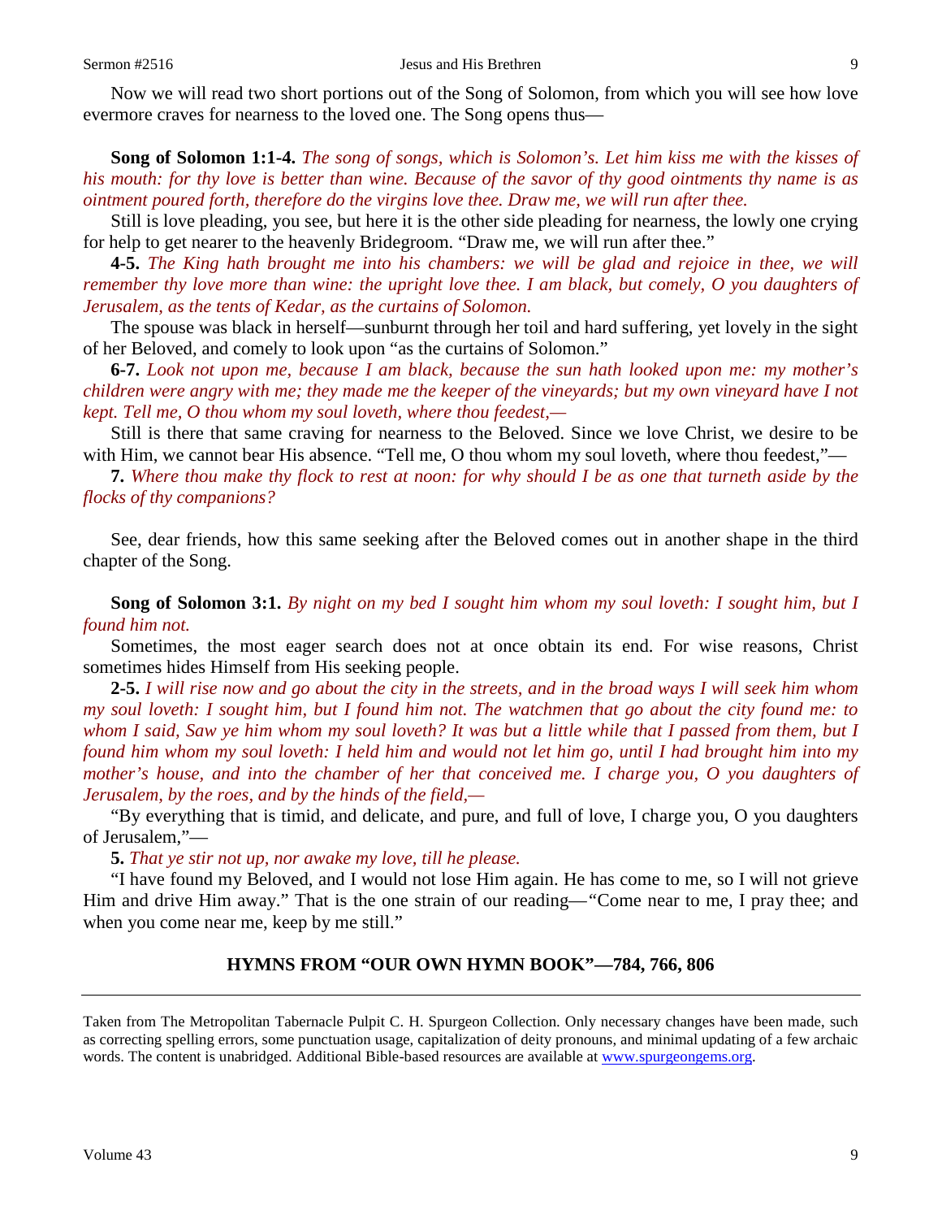Now we will read two short portions out of the Song of Solomon, from which you will see how love evermore craves for nearness to the loved one. The Song opens thus—

**Song of Solomon 1:1-4.** *The song of songs, which is Solomon's. Let him kiss me with the kisses of his mouth: for thy love is better than wine. Because of the savor of thy good ointments thy name is as ointment poured forth, therefore do the virgins love thee. Draw me, we will run after thee.*

Still is love pleading, you see, but here it is the other side pleading for nearness, the lowly one crying for help to get nearer to the heavenly Bridegroom. "Draw me, we will run after thee."

**4-5.** *The King hath brought me into his chambers: we will be glad and rejoice in thee, we will remember thy love more than wine: the upright love thee. I am black, but comely, O you daughters of Jerusalem, as the tents of Kedar, as the curtains of Solomon.*

The spouse was black in herself—sunburnt through her toil and hard suffering, yet lovely in the sight of her Beloved, and comely to look upon "as the curtains of Solomon."

**6-7.** *Look not upon me, because I am black, because the sun hath looked upon me: my mother's children were angry with me; they made me the keeper of the vineyards; but my own vineyard have I not kept. Tell me, O thou whom my soul loveth, where thou feedest,—*

Still is there that same craving for nearness to the Beloved. Since we love Christ, we desire to be with Him, we cannot bear His absence. "Tell me, O thou whom my soul loveth, where thou feedest,"—

**7.** *Where thou make thy flock to rest at noon: for why should I be as one that turneth aside by the flocks of thy companions?*

See, dear friends, how this same seeking after the Beloved comes out in another shape in the third chapter of the Song.

**Song of Solomon 3:1.** *By night on my bed I sought him whom my soul loveth: I sought him, but I found him not.*

Sometimes, the most eager search does not at once obtain its end. For wise reasons, Christ sometimes hides Himself from His seeking people.

**2-5.** *I will rise now and go about the city in the streets, and in the broad ways I will seek him whom my soul loveth: I sought him, but I found him not. The watchmen that go about the city found me: to whom I said, Saw ye him whom my soul loveth? It was but a little while that I passed from them, but I found him whom my soul loveth: I held him and would not let him go, until I had brought him into my mother's house, and into the chamber of her that conceived me. I charge you, O you daughters of Jerusalem, by the roes, and by the hinds of the field,—*

"By everything that is timid, and delicate, and pure, and full of love, I charge you, O you daughters of Jerusalem,"—

**5.** *That ye stir not up, nor awake my love, till he please.*

"I have found my Beloved, and I would not lose Him again. He has come to me, so I will not grieve Him and drive Him away." That is the one strain of our reading—"Come near to me, I pray thee; and when you come near me, keep by me still."

**HYMNS FROM "OUR OWN HYMN BOOK"—784, 766, 806**

---

Taken from The Metropolitan Tabernacle Pulpit C. H. Spurgeon Collection. Only necessary changes have been made, such as correcting spelling errors, some punctuation usage, capitalization of deity pronouns, and minimal updating of a few archaic words. The content is unabridged. Additional Bible-based resources are available at www.spurgeongems.org.